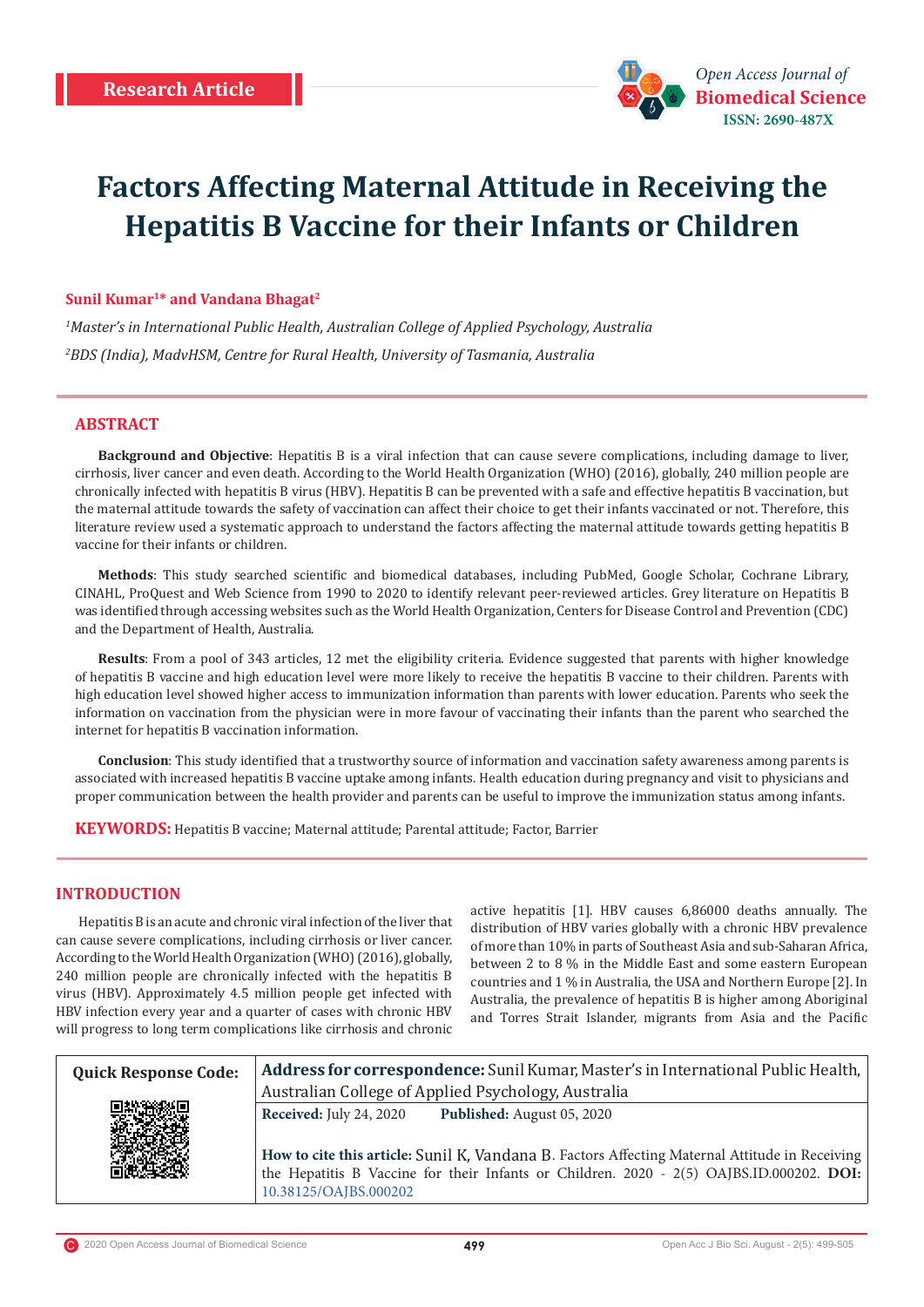Research Article

# Factors Affecting Maternal Attitude in Receiving the Hepatitis B Vaccine for their Infants or Children

**Sunil Kumar[1]* and Vandana Bhagat[2]**

[1]*Master's in International Public Health, Australian College of Applied Psychology, Australia*

[2]*BDS (India), MadvHSM, Centre for Rural Health, University of Tasmania, Australia*

## ABSTRACT

**Background and Objective**: Hepatitis B is a viral infection that can cause severe complications, including damage to liver, cirrhosis, liver cancer and even death. According to the World Health Organization (WHO) (2016), globally, 240 million people are chronically infected with hepatitis B virus (HBV). Hepatitis B can be prevented with a safe and effective hepatitis B vaccination, but the maternal attitude towards the safety of vaccination can affect their choice to get their infants vaccinated or not. Therefore, this literature review used a systematic approach to understand the factors affecting the maternal attitude towards getting hepatitis B vaccine for their infants or children.

**Methods**: This study searched scientific and biomedical databases, including PubMed, Google Scholar, Cochrane Library, CINAHL, ProQuest and Web Science from 1990 to 2020 to identify relevant peer-reviewed articles. Grey literature on Hepatitis B was identified through accessing websites such as the World Health Organization, Centers for Disease Control and Prevention (CDC) and the Department of Health, Australia.

**Results**: From a pool of 343 articles, 12 met the eligibility criteria. Evidence suggested that parents with higher knowledge of hepatitis B vaccine and high education level were more likely to receive the hepatitis B vaccine to their children. Parents with high education level showed higher access to immunization information than parents with lower education. Parents who seek the information on vaccination from the physician were in more favour of vaccinating their infants than the parent who searched the internet for hepatitis B vaccination information.

**Conclusion**: This study identified that a trustworthy source of information and vaccination safety awareness among parents is associated with increased hepatitis B vaccine uptake among infants. Health education during pregnancy and visit to physicians and proper communication between the health provider and parents can be useful to improve the immunization status among infants.

**KEYWORDS:** Hepatitis B vaccine; Maternal attitude; Parental attitude; Factor, Barrier

## INTRODUCTION

Hepatitis B is an acute and chronic viral infection of the liver that can cause severe complications, including cirrhosis or liver cancer. According to the World Health Organization (WHO) (2016), globally, 240 million people are chronically infected with the hepatitis B virus (HBV). Approximately 4.5 million people get infected with HBV infection every year and a quarter of cases with chronic HBV will progress to long term complications like cirrhosis and chronic active hepatitis [1]. HBV causes 6,86000 deaths annually. The distribution of HBV varies globally with a chronic HBV prevalence of more than 10% in parts of Southeast Asia and sub-Saharan Africa, between 2 to 8 % in the Middle East and some eastern European countries and 1 % in Australia, the USA and Northern Europe [2]. In Australia, the prevalence of hepatitis B is higher among Aboriginal and Torres Strait Islander, migrants from Asia and the Pacific

| Quick Response Code: | **Address for correspondence:** Sunil Kumar, Master's in International Public Health, Australian College of Applied Psychology, Australia |
|---|---|
| | **Received:** July 24, 2020 **Published:** August 05, 2020 |
| | **How to cite this article:** Sunil K, Vandana B. Factors Affecting Maternal Attitude in Receiving the Hepatitis B Vaccine for their Infants or Children. 2020 - 2(5) OAJBS.ID.000202. **DOI:** 10.38125/OAJBS.000202 |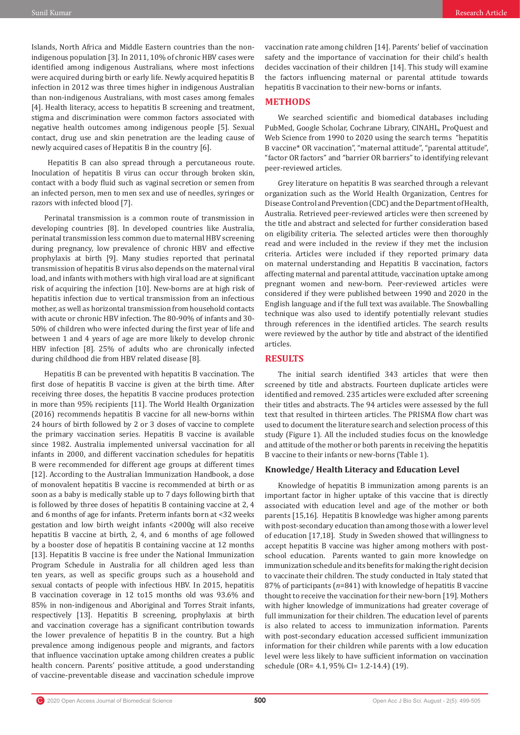Islands, North Africa and Middle Eastern countries than the non-indigenous population [3]. In 2011, 10% of chronic HBV cases were identified among indigenous Australians, where most infections were acquired during birth or early life. Newly acquired hepatitis B infection in 2012 was three times higher in indigenous Australian than non-indigenous Australians, with most cases among females [4]. Health literacy, access to hepatitis B screening and treatment, stigma and discrimination were common factors associated with negative health outcomes among indigenous people [5]. Sexual contact, drug use and skin penetration are the leading cause of newly acquired cases of Hepatitis B in the country [6].

Hepatitis B can also spread through a percutaneous route. Inoculation of hepatitis B virus can occur through broken skin, contact with a body fluid such as vaginal secretion or semen from an infected person, men to men sex and use of needles, syringes or razors with infected blood [7].

Perinatal transmission is a common route of transmission in developing countries [8]. In developed countries like Australia, perinatal transmission less common due to maternal HBV screening during pregnancy, low prevalence of chronic HBV and effective prophylaxis at birth [9]. Many studies reported that perinatal transmission of hepatitis B virus also depends on the maternal viral load, and infants with mothers with high viral load are at significant risk of acquiring the infection [10]. New-borns are at high risk of hepatitis infection due to vertical transmission from an infectious mother, as well as horizontal transmission from household contacts with acute or chronic HBV infection. The 80-90% of infants and 30-50% of children who were infected during the first year of life and between 1 and 4 years of age are more likely to develop chronic HBV infection [8]. 25% of adults who are chronically infected during childhood die from HBV related disease [8].

Hepatitis B can be prevented with hepatitis B vaccination. The first dose of hepatitis B vaccine is given at the birth time. After receiving three doses, the hepatitis B vaccine produces protection in more than 95% recipients [11]. The World Health Organization (2016) recommends hepatitis B vaccine for all new-borns within 24 hours of birth followed by 2 or 3 doses of vaccine to complete the primary vaccination series. Hepatitis B vaccine is available since 1982. Australia implemented universal vaccination for all infants in 2000, and different vaccination schedules for hepatitis B were recommended for different age groups at different times [12]. According to the Australian Immunization Handbook, a dose of monovalent hepatitis B vaccine is recommended at birth or as soon as a baby is medically stable up to 7 days following birth that is followed by three doses of hepatitis B containing vaccine at 2, 4 and 6 months of age for infants. Preterm infants born at <32 weeks gestation and low birth weight infants <2000g will also receive hepatitis B vaccine at birth, 2, 4, and 6 months of age followed by a booster dose of hepatitis B containing vaccine at 12 months [13]. Hepatitis B vaccine is free under the National Immunization Program Schedule in Australia for all children aged less than ten years, as well as specific groups such as a household and sexual contacts of people with infectious HBV. In 2015, hepatitis B vaccination coverage in 12 to15 months old was 93.6% and 85% in non-indigenous and Aboriginal and Torres Strait infants, respectively [13]. Hepatitis B screening, prophylaxis at birth and vaccination coverage has a significant contribution towards the lower prevalence of hepatitis B in the country. But a high prevalence among indigenous people and migrants, and factors that influence vaccination uptake among children creates a public health concern. Parents' positive attitude, a good understanding of vaccine-preventable disease and vaccination schedule improve vaccination rate among children [14]. Parents' belief of vaccination safety and the importance of vaccination for their child's health decides vaccination of their children [14]. This study will examine the factors influencing maternal or parental attitude towards hepatitis B vaccination to their new-borns or infants.

## METHODS

We searched scientific and biomedical databases including PubMed, Google Scholar, Cochrane Library, CINAHL, ProQuest and Web Science from 1990 to 2020 using the search terms "hepatitis B vaccine* OR vaccination", "maternal attitude", "parental attitude", "factor OR factors" and "barrier OR barriers" to identifying relevant peer-reviewed articles.

Grey literature on hepatitis B was searched through a relevant organization such as the World Health Organization, Centres for Disease Control and Prevention (CDC) and the Department of Health, Australia. Retrieved peer-reviewed articles were then screened by the title and abstract and selected for further consideration based on eligibility criteria. The selected articles were then thoroughly read and were included in the review if they met the inclusion criteria. Articles were included if they reported primary data on maternal understanding and Hepatitis B vaccination, factors affecting maternal and parental attitude, vaccination uptake among pregnant women and new-born. Peer-reviewed articles were considered if they were published between 1990 and 2020 in the English language and if the full text was available. The Snowballing technique was also used to identify potentially relevant studies through references in the identified articles. The search results were reviewed by the author by title and abstract of the identified articles.

## RESULTS

The initial search identified 343 articles that were then screened by title and abstracts. Fourteen duplicate articles were identified and removed. 235 articles were excluded after screening their titles and abstracts. The 94 articles were assessed by the full text that resulted in thirteen articles. The PRISMA flow chart was used to document the literature search and selection process of this study (Figure 1). All the included studies focus on the knowledge and attitude of the mother or both parents in receiving the hepatitis B vaccine to their infants or new-borns (Table 1).

### Knowledge/ Health Literacy and Education Level

Knowledge of hepatitis B immunization among parents is an important factor in higher uptake of this vaccine that is directly associated with education level and age of the mother or both parents [15,16]. Hepatitis B knowledge was higher among parents with post-secondary education than among those with a lower level of education [17,18]. Study in Sweden showed that willingness to accept hepatitis B vaccine was higher among mothers with post-school education. Parents wanted to gain more knowledge on immunization schedule and its benefits for making the right decision to vaccinate their children. The study conducted in Italy stated that 87% of participants ($n$=841) with knowledge of hepatitis B vaccine thought to receive the vaccination for their new-born [19]. Mothers with higher knowledge of immunizations had greater coverage of full immunization for their children. The education level of parents is also related to access to immunization information. Parents with post-secondary education accessed sufficient immunization information for their children while parents with a low education level were less likely to have sufficient information on vaccination schedule (OR= 4.1, 95% CI= 1.2-14.4) (19).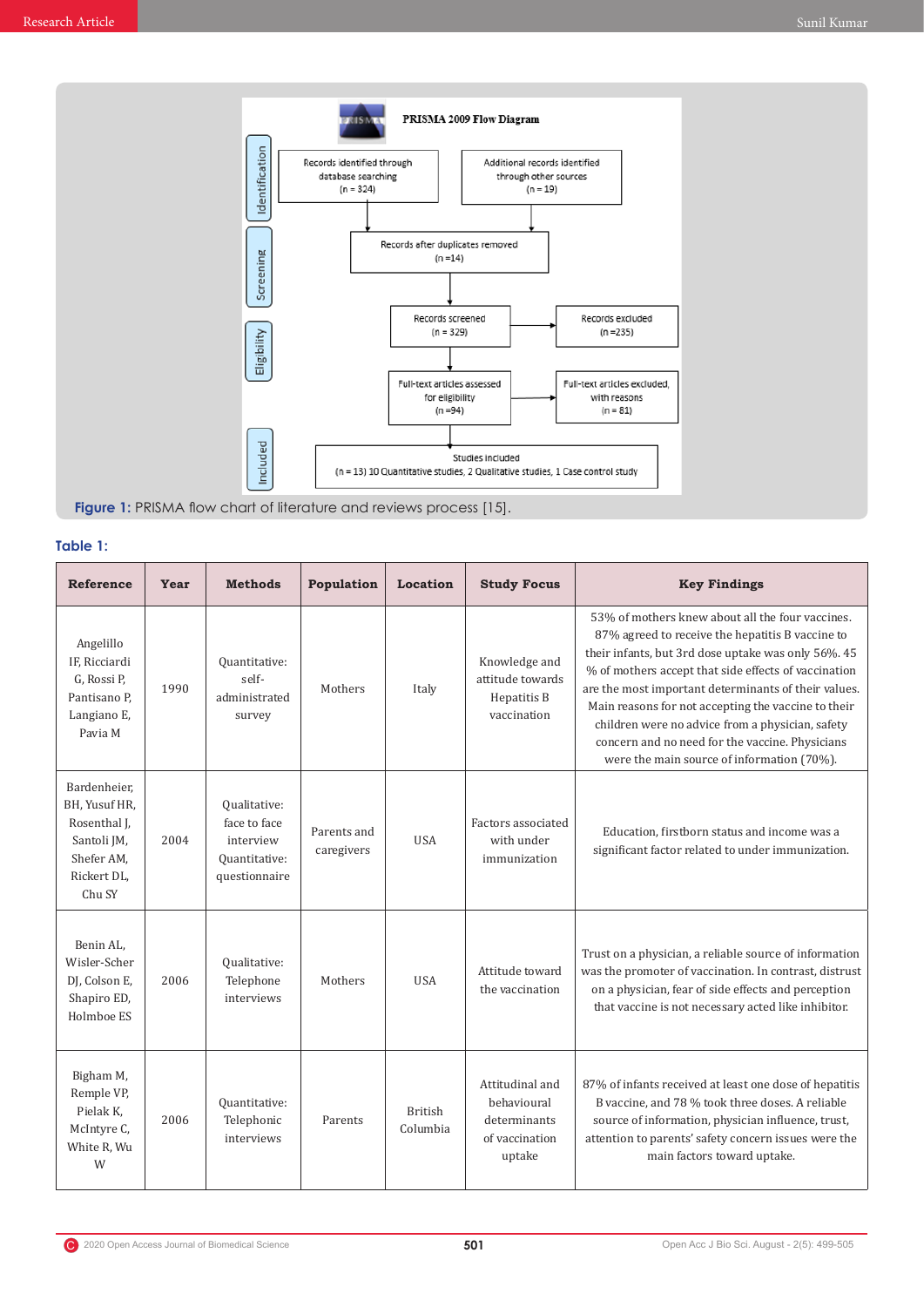PRISMA 2009 Flow Diagram

**Identification**

Records identified through database searching (n = 324)

Additional records identified through other sources (n = 19)

Records after duplicates removed (n =14)

**Screening**

Records screened (n = 329)

Records excluded (n =235)

**Eligibility**

Full-text articles assessed for eligibility (n =94)

Full-text articles excluded, with reasons (n = 81)

**Included**

Studies included (n = 13) 10 Quantitative studies, 2 Qualitative studies, 1 Case control study

**Figure 1:** PRISMA flow chart of literature and reviews process [15].

**Table 1:**

| Reference | Year | Methods | Population | Location | Study Focus | Key Findings |
|---|---|---|---|---|---|---|
| Angelillo IF, Ricciardi G, Rossi P, Pantisano P, Langiano E, Pavia M | 1990 | Quantitative: self-administrated survey | Mothers | Italy | Knowledge and attitude towards Hepatitis B vaccination | 53% of mothers knew about all the four vaccines. 87% agreed to receive the hepatitis B vaccine to their infants, but 3rd dose uptake was only 56%. 45 % of mothers accept that side effects of vaccination are the most important determinants of their values. Main reasons for not accepting the vaccine to their children were no advice from a physician, safety concern and no need for the vaccine. Physicians were the main source of information (70%). |
| Bardenheier, BH, Yusuf HR, Rosenthal J, Santoli JM, Shefer AM, Rickert DL, Chu SY | 2004 | Qualitative: face to face interview Quantitative: questionnaire | Parents and caregivers | USA | Factors associated with under immunization | Education, firstborn status and income was a significant factor related to under immunization. |
| Benin AL, Wisler-Scher DJ, Colson E, Shapiro ED, Holmboe ES | 2006 | Qualitative: Telephone interviews | Mothers | USA | Attitude toward the vaccination | Trust on a physician, a reliable source of information was the promoter of vaccination. In contrast, distrust on a physician, fear of side effects and perception that vaccine is not necessary acted like inhibitor. |
| Bigham M, Remple VP, Pielak K, McIntyre C, White R, Wu W | 2006 | Quantitative: Telephonic interviews | Parents | British Columbia | Attitudinal and behavioural determinants of vaccination uptake | 87% of infants received at least one dose of hepatitis B vaccine, and 78 % took three doses. A reliable source of information, physician influence, trust, attention to parents' safety concern issues were the main factors toward uptake. |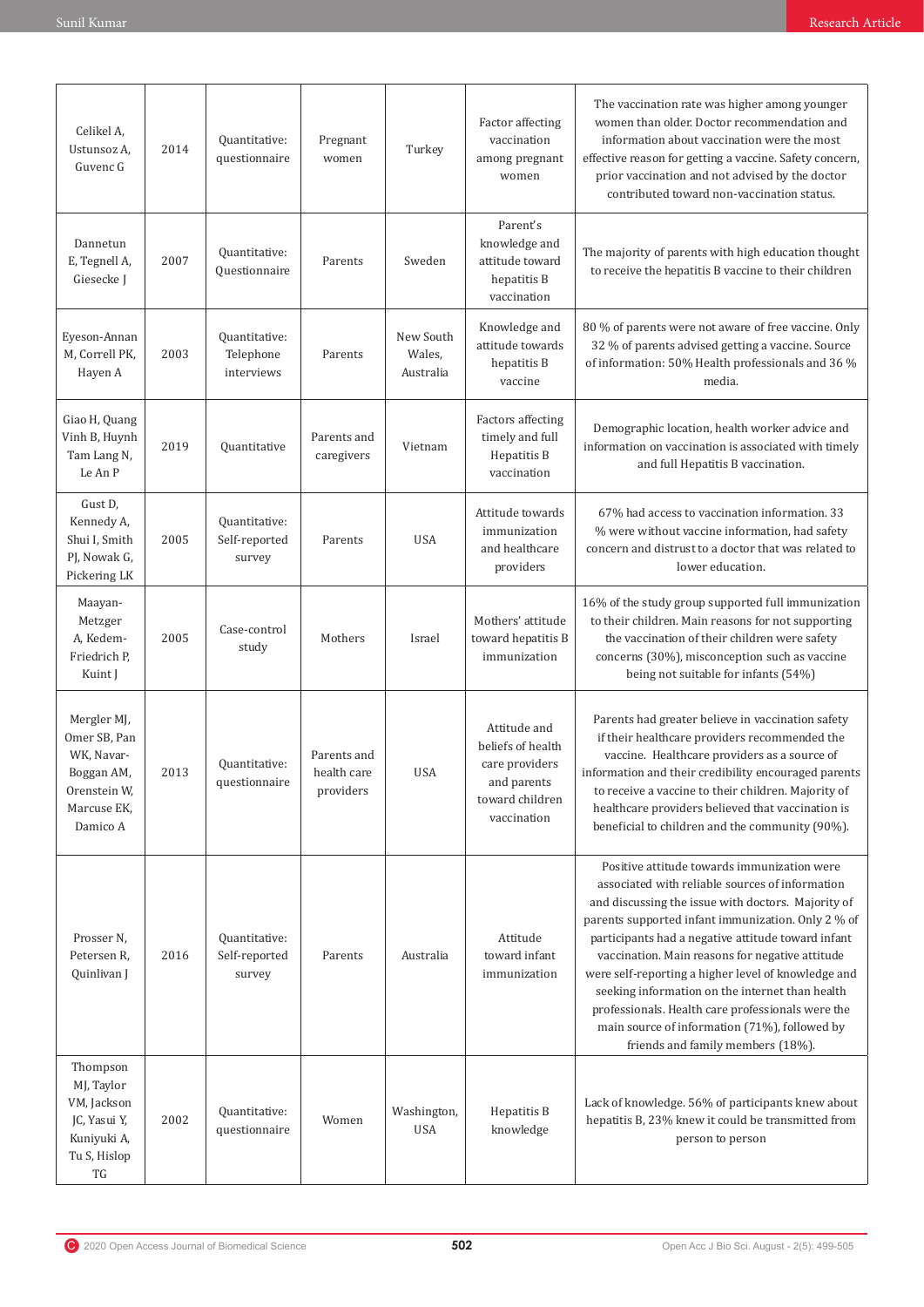| Celikel A, Ustunsoz A, Guvenc G | 2014 | Quantitative: questionnaire | Pregnant women | Turkey | Factor affecting vaccination among pregnant women | The vaccination rate was higher among younger women than older. Doctor recommendation and information about vaccination were the most effective reason for getting a vaccine. Safety concern, prior vaccination and not advised by the doctor contributed toward non-vaccination status. |
|---|---|---|---|---|---|---|
| Dannetun E, Tegnell A, Giesecke J | 2007 | Quantitative: Questionnaire | Parents | Sweden | Parent's knowledge and attitude toward hepatitis B vaccination | The majority of parents with high education thought to receive the hepatitis B vaccine to their children |
| Eyeson-Annan M, Correll PK, Hayen A | 2003 | Quantitative: Telephone interviews | Parents | New South Wales, Australia | Knowledge and attitude towards hepatitis B vaccine | 80 % of parents were not aware of free vaccine. Only 32 % of parents advised getting a vaccine. Source of information: 50% Health professionals and 36 % media. |
| Giao H, Quang Vinh B, Huynh Tam Lang N, Le An P | 2019 | Quantitative | Parents and caregivers | Vietnam | Factors affecting timely and full Hepatitis B vaccination | Demographic location, health worker advice and information on vaccination is associated with timely and full Hepatitis B vaccination. |
| Gust D, Kennedy A, Shui I, Smith PJ, Nowak G, Pickering LK | 2005 | Quantitative: Self-reported survey | Parents | USA | Attitude towards immunization and healthcare providers | 67% had access to vaccination information. 33 % were without vaccine information, had safety concern and distrust to a doctor that was related to lower education. |
| Maayan-Metzger A, Kedem-Friedrich P, Kuint J | 2005 | Case-control study | Mothers | Israel | Mothers' attitude toward hepatitis B immunization | 16% of the study group supported full immunization to their children. Main reasons for not supporting the vaccination of their children were safety concerns (30%), misconception such as vaccine being not suitable for infants (54%) |
| Mergler MJ, Omer SB, Pan WK, Navar-Boggan AM, Orenstein W, Marcuse EK, Damico A | 2013 | Quantitative: questionnaire | Parents and health care providers | USA | Attitude and beliefs of health care providers and parents toward children vaccination | Parents had greater believe in vaccination safety if their healthcare providers recommended the vaccine. Healthcare providers as a source of information and their credibility encouraged parents to receive a vaccine to their children. Majority of healthcare providers believed that vaccination is beneficial to children and the community (90%). |
| Prosser N, Petersen R, Quinlivan J | 2016 | Quantitative: Self-reported survey | Parents | Australia | Attitude toward infant immunization | Positive attitude towards immunization were associated with reliable sources of information and discussing the issue with doctors. Majority of parents supported infant immunization. Only 2 % of participants had a negative attitude toward infant vaccination. Main reasons for negative attitude were self-reporting a higher level of knowledge and seeking information on the internet than health professionals. Health care professionals were the main source of information (71%), followed by friends and family members (18%). |
| Thompson MJ, Taylor VM, Jackson JC, Yasui Y, Kuniyuki A, Tu S, Hislop TG | 2002 | Quantitative: questionnaire | Women | Washington, USA | Hepatitis B knowledge | Lack of knowledge. 56% of participants knew about hepatitis B, 23% knew it could be transmitted from person to person |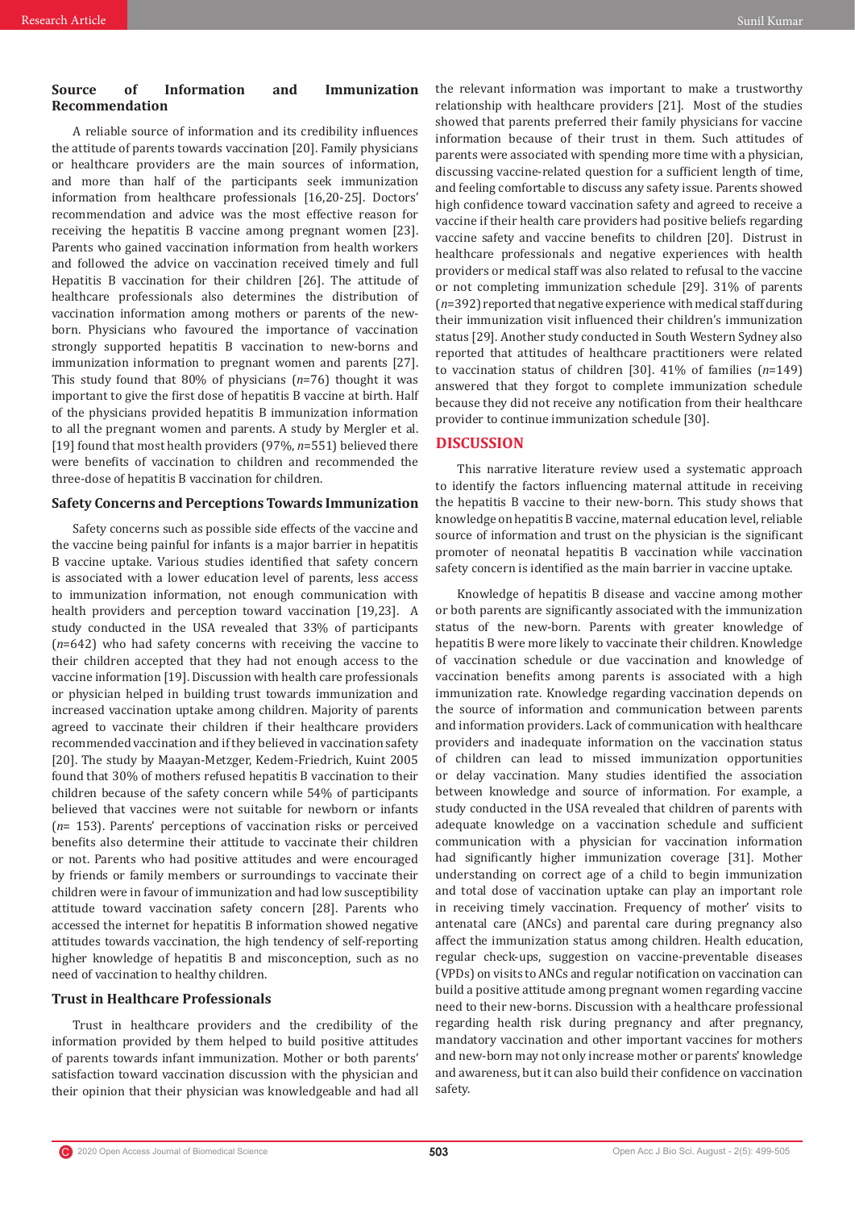### Source of Information and Immunization Recommendation

A reliable source of information and its credibility influences the attitude of parents towards vaccination [20]. Family physicians or healthcare providers are the main sources of information, and more than half of the participants seek immunization information from healthcare professionals [16,20-25]. Doctors' recommendation and advice was the most effective reason for receiving the hepatitis B vaccine among pregnant women [23]. Parents who gained vaccination information from health workers and followed the advice on vaccination received timely and full Hepatitis B vaccination for their children [26]. The attitude of healthcare professionals also determines the distribution of vaccination information among mothers or parents of the new-born. Physicians who favoured the importance of vaccination strongly supported hepatitis B vaccination to new-borns and immunization information to pregnant women and parents [27]. This study found that 80% of physicians (*n*=76) thought it was important to give the first dose of hepatitis B vaccine at birth. Half of the physicians provided hepatitis B immunization information to all the pregnant women and parents. A study by Mergler et al. [19] found that most health providers (97%, *n*=551) believed there were benefits of vaccination to children and recommended the three-dose of hepatitis B vaccination for children.

### Safety Concerns and Perceptions Towards Immunization

Safety concerns such as possible side effects of the vaccine and the vaccine being painful for infants is a major barrier in hepatitis B vaccine uptake. Various studies identified that safety concern is associated with a lower education level of parents, less access to immunization information, not enough communication with health providers and perception toward vaccination [19,23]. A study conducted in the USA revealed that 33% of participants (*n*=642) who had safety concerns with receiving the vaccine to their children accepted that they had not enough access to the vaccine information [19]. Discussion with health care professionals or physician helped in building trust towards immunization and increased vaccination uptake among children. Majority of parents agreed to vaccinate their children if their healthcare providers recommended vaccination and if they believed in vaccination safety [20]. The study by Maayan-Metzger, Kedem-Friedrich, Kuint 2005 found that 30% of mothers refused hepatitis B vaccination to their children because of the safety concern while 54% of participants believed that vaccines were not suitable for newborn or infants (*n*= 153). Parents' perceptions of vaccination risks or perceived benefits also determine their attitude to vaccinate their children or not. Parents who had positive attitudes and were encouraged by friends or family members or surroundings to vaccinate their children were in favour of immunization and had low susceptibility attitude toward vaccination safety concern [28]. Parents who accessed the internet for hepatitis B information showed negative attitudes towards vaccination, the high tendency of self-reporting higher knowledge of hepatitis B and misconception, such as no need of vaccination to healthy children.

### Trust in Healthcare Professionals

Trust in healthcare providers and the credibility of the information provided by them helped to build positive attitudes of parents towards infant immunization. Mother or both parents' satisfaction toward vaccination discussion with the physician and their opinion that their physician was knowledgeable and had all the relevant information was important to make a trustworthy relationship with healthcare providers [21]. Most of the studies showed that parents preferred their family physicians for vaccine information because of their trust in them. Such attitudes of parents were associated with spending more time with a physician, discussing vaccine-related question for a sufficient length of time, and feeling comfortable to discuss any safety issue. Parents showed high confidence toward vaccination safety and agreed to receive a vaccine if their health care providers had positive beliefs regarding vaccine safety and vaccine benefits to children [20]. Distrust in healthcare professionals and negative experiences with health providers or medical staff was also related to refusal to the vaccine or not completing immunization schedule [29]. 31% of parents (*n*=392) reported that negative experience with medical staff during their immunization visit influenced their children's immunization status [29]. Another study conducted in South Western Sydney also reported that attitudes of healthcare practitioners were related to vaccination status of children [30]. 41% of families (*n*=149) answered that they forgot to complete immunization schedule because they did not receive any notification from their healthcare provider to continue immunization schedule [30].

## DISCUSSION

This narrative literature review used a systematic approach to identify the factors influencing maternal attitude in receiving the hepatitis B vaccine to their new-born. This study shows that knowledge on hepatitis B vaccine, maternal education level, reliable source of information and trust on the physician is the significant promoter of neonatal hepatitis B vaccination while vaccination safety concern is identified as the main barrier in vaccine uptake.

Knowledge of hepatitis B disease and vaccine among mother or both parents are significantly associated with the immunization status of the new-born. Parents with greater knowledge of hepatitis B were more likely to vaccinate their children. Knowledge of vaccination schedule or due vaccination and knowledge of vaccination benefits among parents is associated with a high immunization rate. Knowledge regarding vaccination depends on the source of information and communication between parents and information providers. Lack of communication with healthcare providers and inadequate information on the vaccination status of children can lead to missed immunization opportunities or delay vaccination. Many studies identified the association between knowledge and source of information. For example, a study conducted in the USA revealed that children of parents with adequate knowledge on a vaccination schedule and sufficient communication with a physician for vaccination information had significantly higher immunization coverage [31]. Mother understanding on correct age of a child to begin immunization and total dose of vaccination uptake can play an important role in receiving timely vaccination. Frequency of mother' visits to antenatal care (ANCs) and parental care during pregnancy also affect the immunization status among children. Health education, regular check-ups, suggestion on vaccine-preventable diseases (VPDs) on visits to ANCs and regular notification on vaccination can build a positive attitude among pregnant women regarding vaccine need to their new-borns. Discussion with a healthcare professional regarding health risk during pregnancy and after pregnancy, mandatory vaccination and other important vaccines for mothers and new-born may not only increase mother or parents' knowledge and awareness, but it can also build their confidence on vaccination safety.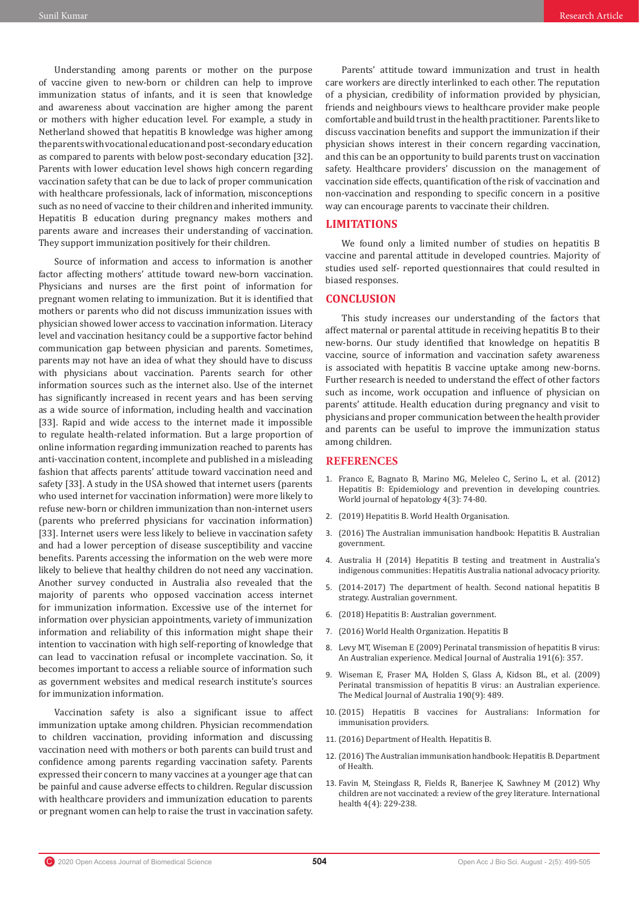Understanding among parents or mother on the purpose of vaccine given to new-born or children can help to improve immunization status of infants, and it is seen that knowledge and awareness about vaccination are higher among the parent or mothers with higher education level. For example, a study in Netherland showed that hepatitis B knowledge was higher among the parents with vocational education and post-secondary education as compared to parents with below post-secondary education [32]. Parents with lower education level shows high concern regarding vaccination safety that can be due to lack of proper communication with healthcare professionals, lack of information, misconceptions such as no need of vaccine to their children and inherited immunity. Hepatitis B education during pregnancy makes mothers and parents aware and increases their understanding of vaccination. They support immunization positively for their children.

Source of information and access to information is another factor affecting mothers' attitude toward new-born vaccination. Physicians and nurses are the first point of information for pregnant women relating to immunization. But it is identified that mothers or parents who did not discuss immunization issues with physician showed lower access to vaccination information. Literacy level and vaccination hesitancy could be a supportive factor behind communication gap between physician and parents. Sometimes, parents may not have an idea of what they should have to discuss with physicians about vaccination. Parents search for other information sources such as the internet also. Use of the internet has significantly increased in recent years and has been serving as a wide source of information, including health and vaccination [33]. Rapid and wide access to the internet made it impossible to regulate health-related information. But a large proportion of online information regarding immunization reached to parents has anti-vaccination content, incomplete and published in a misleading fashion that affects parents' attitude toward vaccination need and safety [33]. A study in the USA showed that internet users (parents who used internet for vaccination information) were more likely to refuse new-born or children vaccination than non-internet users (parents who preferred physicians for vaccination information) [33]. Internet users were less likely to believe in vaccination safety and had a lower perception of disease susceptibility and vaccine benefits. Parents accessing the information on the web were more likely to believe that healthy children do not need any vaccination. Another survey conducted in Australia also revealed that the majority of parents who opposed vaccination access internet for immunization information. Excessive use of the internet for information over physician appointments, variety of immunization information and reliability of this information might shape their intention to vaccination with high self-reporting of knowledge that can lead to vaccination refusal or incomplete vaccination. So, it becomes important to access a reliable source of information such as government websites and medical research institute's sources for immunization information.

Vaccination safety is also a significant issue to affect immunization uptake among children. Physician recommendation to children vaccination, providing information and discussing vaccination need with mothers or both parents can build trust and confidence among parents regarding vaccination safety. Parents expressed their concern to many vaccines at a younger age that can be painful and cause adverse effects to children. Regular discussion with healthcare providers and immunization education to parents or pregnant women can help to raise the trust in vaccination safety.

Parents' attitude toward immunization and trust in health care workers are directly interlinked to each other. The reputation of a physician, credibility of information provided by physician, friends and neighbours views to healthcare provider make people comfortable and build trust in the health practitioner. Parents like to discuss vaccination benefits and support the immunization if their physician shows interest in their concern regarding vaccination, and this can be an opportunity to build parents trust on vaccination safety. Healthcare providers' discussion on the management of vaccination side effects, quantification of the risk of vaccination and non-vaccination and responding to specific concern in a positive way can encourage parents to vaccinate their children.

## LIMITATIONS

We found only a limited number of studies on hepatitis B vaccine and parental attitude in developed countries. Majority of studies used self- reported questionnaires that could resulted in biased responses.

## CONCLUSION

This study increases our understanding of the factors that affect maternal or parental attitude in receiving hepatitis B to their new-borns. Our study identified that knowledge on hepatitis B vaccine, source of information and vaccination safety awareness is associated with hepatitis B vaccine uptake among new-borns. Further research is needed to understand the effect of other factors such as income, work occupation and influence of physician on parents' attitude. Health education during pregnancy and visit to physicians and proper communication between the health provider and parents can be useful to improve the immunization status among children.

## REFERENCES

1. Franco E, Bagnato B, Marino MG, Meleleo C, Serino L, et al. (2012) Hepatitis B: Epidemiology and prevention in developing countries. World journal of hepatology 4(3): 74-80.
2. (2019) Hepatitis B. World Health Organisation.
3. (2016) The Australian immunisation handbook: Hepatitis B. Australian government.
4. Australia H (2014) Hepatitis B testing and treatment in Australia's indigenous communities: Hepatitis Australia national advocacy priority.
5. (2014-2017) The department of health. Second national hepatitis B strategy. Australian government.
6. (2018) Hepatitis B: Australian government.
7. (2016) World Health Organization. Hepatitis B
8. Levy MT, Wiseman E (2009) Perinatal transmission of hepatitis B virus: An Australian experience. Medical Journal of Australia 191(6): 357.
9. Wiseman E, Fraser MA, Holden S, Glass A, Kidson BL, et al. (2009) Perinatal transmission of hepatitis B virus: an Australian experience. The Medical Journal of Australia 190(9): 489.
10. (2015) Hepatitis B vaccines for Australians: Information for immunisation providers.
11. (2016) Department of Health. Hepatitis B.
12. (2016) The Australian immunisation handbook: Hepatitis B. Department of Health.
13. Favin M, Steinglass R, Fields R, Banerjee K, Sawhney M (2012) Why children are not vaccinated: a review of the grey literature. International health 4(4): 229-238.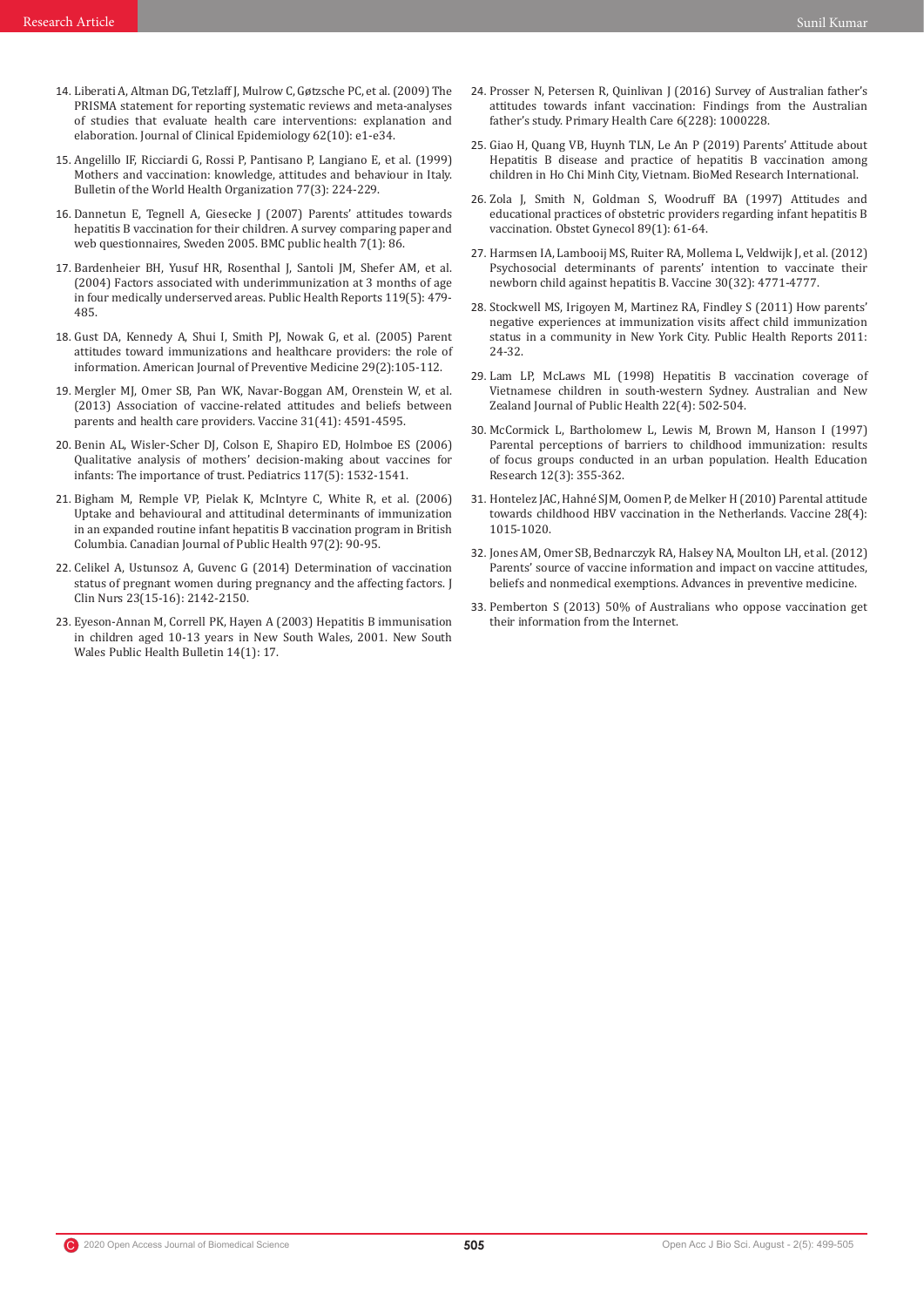14. Liberati A, Altman DG, Tetzlaff J, Mulrow C, Gøtzsche PC, et al. (2009) The PRISMA statement for reporting systematic reviews and meta-analyses of studies that evaluate health care interventions: explanation and elaboration. Journal of Clinical Epidemiology 62(10): e1-e34.

15. Angelillo IF, Ricciardi G, Rossi P, Pantisano P, Langiano E, et al. (1999) Mothers and vaccination: knowledge, attitudes and behaviour in Italy. Bulletin of the World Health Organization 77(3): 224-229.

16. Dannetun E, Tegnell A, Giesecke J (2007) Parents' attitudes towards hepatitis B vaccination for their children. A survey comparing paper and web questionnaires, Sweden 2005. BMC public health 7(1): 86.

17. Bardenheier BH, Yusuf HR, Rosenthal J, Santoli JM, Shefer AM, et al. (2004) Factors associated with underimmunization at 3 months of age in four medically underserved areas. Public Health Reports 119(5): 479-485.

18. Gust DA, Kennedy A, Shui I, Smith PJ, Nowak G, et al. (2005) Parent attitudes toward immunizations and healthcare providers: the role of information. American Journal of Preventive Medicine 29(2):105-112.

19. Mergler MJ, Omer SB, Pan WK, Navar-Boggan AM, Orenstein W, et al. (2013) Association of vaccine-related attitudes and beliefs between parents and health care providers. Vaccine 31(41): 4591-4595.

20. Benin AL, Wisler-Scher DJ, Colson E, Shapiro ED, Holmboe ES (2006) Qualitative analysis of mothers' decision-making about vaccines for infants: The importance of trust. Pediatrics 117(5): 1532-1541.

21. Bigham M, Remple VP, Pielak K, McIntyre C, White R, et al. (2006) Uptake and behavioural and attitudinal determinants of immunization in an expanded routine infant hepatitis B vaccination program in British Columbia. Canadian Journal of Public Health 97(2): 90-95.

22. Celikel A, Ustunsoz A, Guvenc G (2014) Determination of vaccination status of pregnant women during pregnancy and the affecting factors. J Clin Nurs 23(15-16): 2142-2150.

23. Eyeson-Annan M, Correll PK, Hayen A (2003) Hepatitis B immunisation in children aged 10-13 years in New South Wales, 2001. New South Wales Public Health Bulletin 14(1): 17.

24. Prosser N, Petersen R, Quinlivan J (2016) Survey of Australian father's attitudes towards infant vaccination: Findings from the Australian father's study. Primary Health Care 6(228): 1000228.

25. Giao H, Quang VB, Huynh TLN, Le An P (2019) Parents' Attitude about Hepatitis B disease and practice of hepatitis B vaccination among children in Ho Chi Minh City, Vietnam. BioMed Research International.

26. Zola J, Smith N, Goldman S, Woodruff BA (1997) Attitudes and educational practices of obstetric providers regarding infant hepatitis B vaccination. Obstet Gynecol 89(1): 61-64.

27. Harmsen IA, Lambooij MS, Ruiter RA, Mollema L, Veldwijk J, et al. (2012) Psychosocial determinants of parents' intention to vaccinate their newborn child against hepatitis B. Vaccine 30(32): 4771-4777.

28. Stockwell MS, Irigoyen M, Martinez RA, Findley S (2011) How parents' negative experiences at immunization visits affect child immunization status in a community in New York City. Public Health Reports 2011: 24-32.

29. Lam LP, McLaws ML (1998) Hepatitis B vaccination coverage of Vietnamese children in south-western Sydney. Australian and New Zealand Journal of Public Health 22(4): 502-504.

30. McCormick L, Bartholomew L, Lewis M, Brown M, Hanson I (1997) Parental perceptions of barriers to childhood immunization: results of focus groups conducted in an urban population. Health Education Research 12(3): 355-362.

31. Hontelez JAC, Hahné SJM, Oomen P, de Melker H (2010) Parental attitude towards childhood HBV vaccination in the Netherlands. Vaccine 28(4): 1015-1020.

32. Jones AM, Omer SB, Bednarczyk RA, Halsey NA, Moulton LH, et al. (2012) Parents' source of vaccine information and impact on vaccine attitudes, beliefs and nonmedical exemptions. Advances in preventive medicine.

33. Pemberton S (2013) 50% of Australians who oppose vaccination get their information from the Internet.